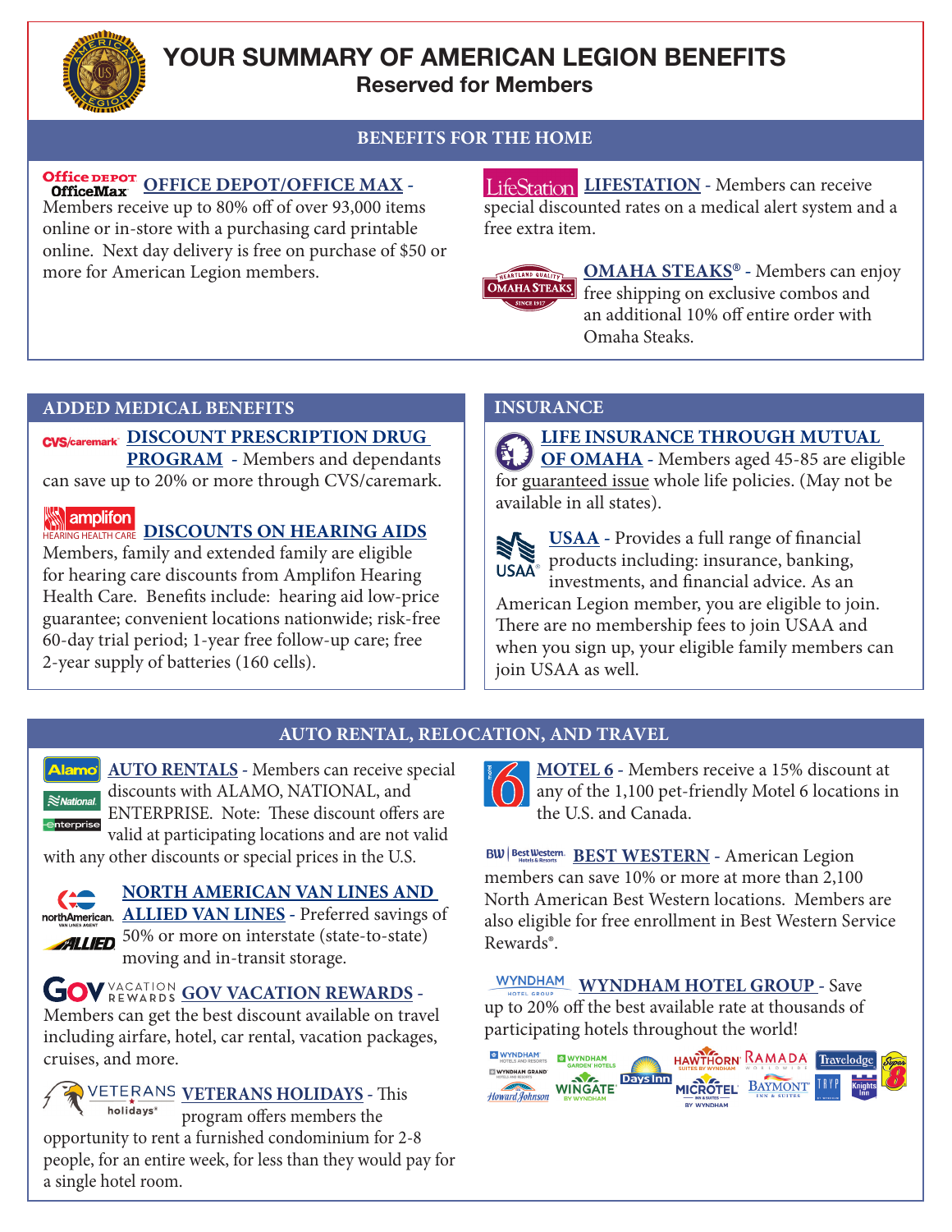# YOUR SUMMARY OF AMERICAN LEGION BENEFITS

**Reserved for Members**

## BENEFITS FOR THE HOME

**OFFICE DEPOT/OFFICE MAX** - Members receive up to 80% off of over 93,000 items online or in-store with a purchasing card printable online. Next day delivery is free on purchase of $50 or more for American Legion members.

**LIFESTATION** - Members can receive special discounted rates on a medical alert system and a free extra item.

**OMAHA STEAKS®** - Members can enjoy free shipping on exclusive combos and an additional 10% off entire order with Omaha Steaks.

## ADDED MEDICAL BENEFITS

**DISCOUNT PRESCRIPTION DRUG PROGRAM** - Members and dependants can save up to 20% or more through CVS/caremark.

**DISCOUNTS ON HEARING AIDS** - Members, family and extended family are eligible for hearing care discounts from Amplifon Hearing Health Care. Benefits include: hearing aid low-price guarantee; convenient locations nationwide; risk-free 60-day trial period; 1-year free follow-up care; free 2-year supply of batteries (160 cells).

## INSURANCE

**LIFE INSURANCE THROUGH MUTUAL OF OMAHA** - Members aged 45-85 are eligible for guaranteed issue whole life policies. (May not be available in all states).

**USAA** - Provides a full range of financial products including: insurance, banking, investments, and financial advice. As an American Legion member, you are eligible to join. There are no membership fees to join USAA and when you sign up, your eligible family members can join USAA as well.

## AUTO RENTAL, RELOCATION, AND TRAVEL

**AUTO RENTALS** - Members can receive special discounts with ALAMO, NATIONAL, and ENTERPRISE. Note: These discount offers are valid at participating locations and are not valid with any other discounts or special prices in the U.S.

**NORTH AMERICAN VAN LINES AND ALLIED VAN LINES** - Preferred savings of 50% or more on interstate (state-to-state) moving and in-transit storage.

**GOV VACATION REWARDS** - Members can get the best discount available on travel including airfare, hotel, car rental, vacation packages, cruises, and more.

**VETERANS HOLIDAYS** - This program offers members the opportunity to rent a furnished condominium for 2-8 people, for an entire week, for less than they would pay for a single hotel room.

**MOTEL 6** - Members receive a 15% discount at any of the 1,100 pet-friendly Motel 6 locations in the U.S. and Canada.

**BEST WESTERN** - American Legion members can save 10% or more at more than 2,100 North American Best Western locations. Members are also eligible for free enrollment in Best Western Service Rewards®.

**WYNDHAM HOTEL GROUP** - Save up to 20% off the best available rate at thousands of participating hotels throughout the world!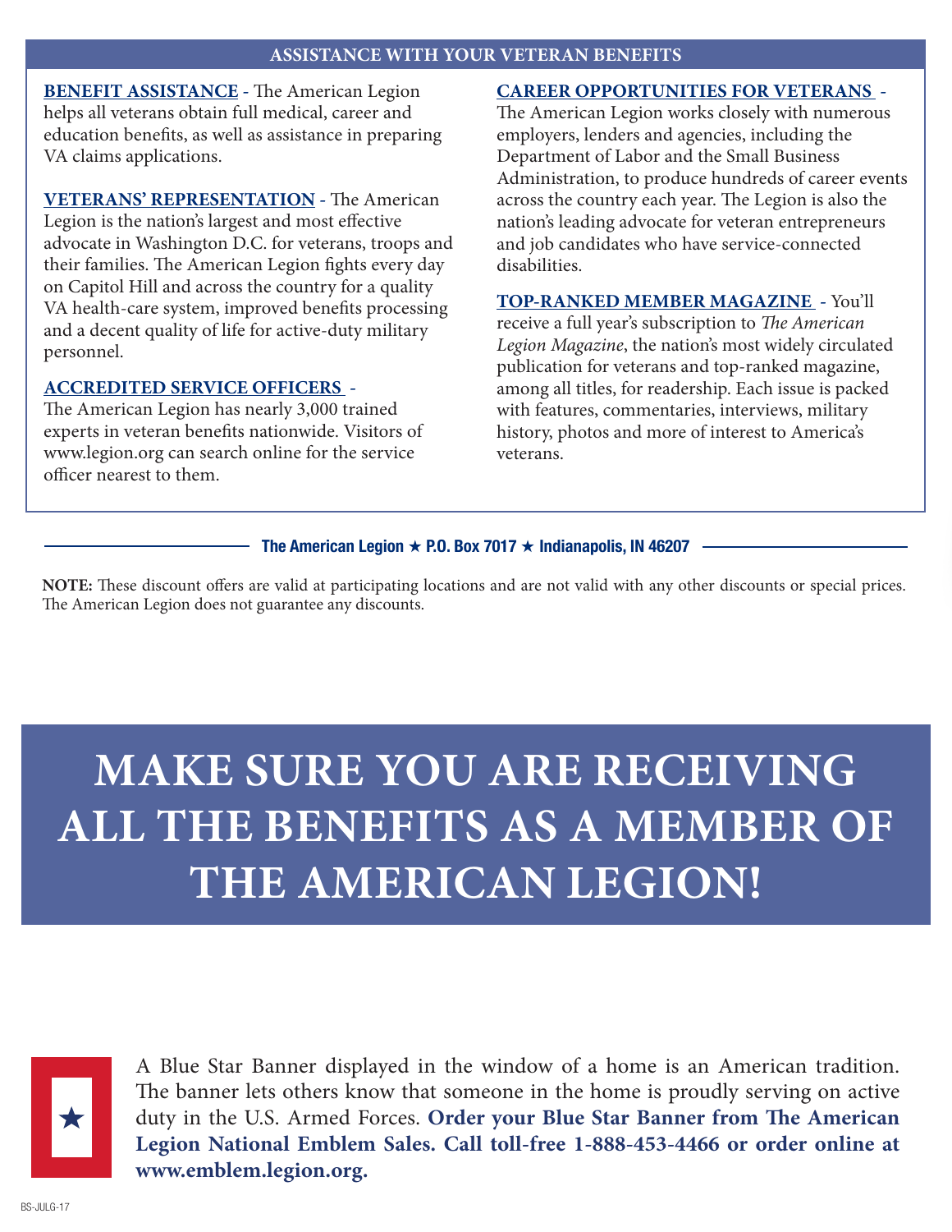## ASSISTANCE WITH YOUR VETERAN BENEFITS

**BENEFIT ASSISTANCE** - The American Legion helps all veterans obtain full medical, career and education benefits, as well as assistance in preparing VA claims applications.

**VETERANS' REPRESENTATION** - The American Legion is the nation's largest and most effective advocate in Washington D.C. for veterans, troops and their families. The American Legion fights every day on Capitol Hill and across the country for a quality VA health-care system, improved benefits processing and a decent quality of life for active-duty military personnel.

**ACCREDITED SERVICE OFFICERS** - The American Legion has nearly 3,000 trained experts in veteran benefits nationwide. Visitors of www.legion.org can search online for the service officer nearest to them.

**CAREER OPPORTUNITIES FOR VETERANS** - The American Legion works closely with numerous employers, lenders and agencies, including the Department of Labor and the Small Business Administration, to produce hundreds of career events across the country each year. The Legion is also the nation's leading advocate for veteran entrepreneurs and job candidates who have service-connected disabilities.

**TOP-RANKED MEMBER MAGAZINE** - You'll receive a full year's subscription to *The American Legion Magazine*, the nation's most widely circulated publication for veterans and top-ranked magazine, among all titles, for readership. Each issue is packed with features, commentaries, interviews, military history, photos and more of interest to America's veterans.

**The American Legion ★ P.O. Box 7017 ★ Indianapolis, IN 46207**

**NOTE:** These discount offers are valid at participating locations and are not valid with any other discounts or special prices. The American Legion does not guarantee any discounts.

# MAKE SURE YOU ARE RECEIVING ALL THE BENEFITS AS A MEMBER OF THE AMERICAN LEGION!

A Blue Star Banner displayed in the window of a home is an American tradition. The banner lets others know that someone in the home is proudly serving on active duty in the U.S. Armed Forces. **Order your Blue Star Banner from The American Legion National Emblem Sales. Call toll-free 1-888-453-4466 or order online at www.emblem.legion.org.**

BS-JULG-17